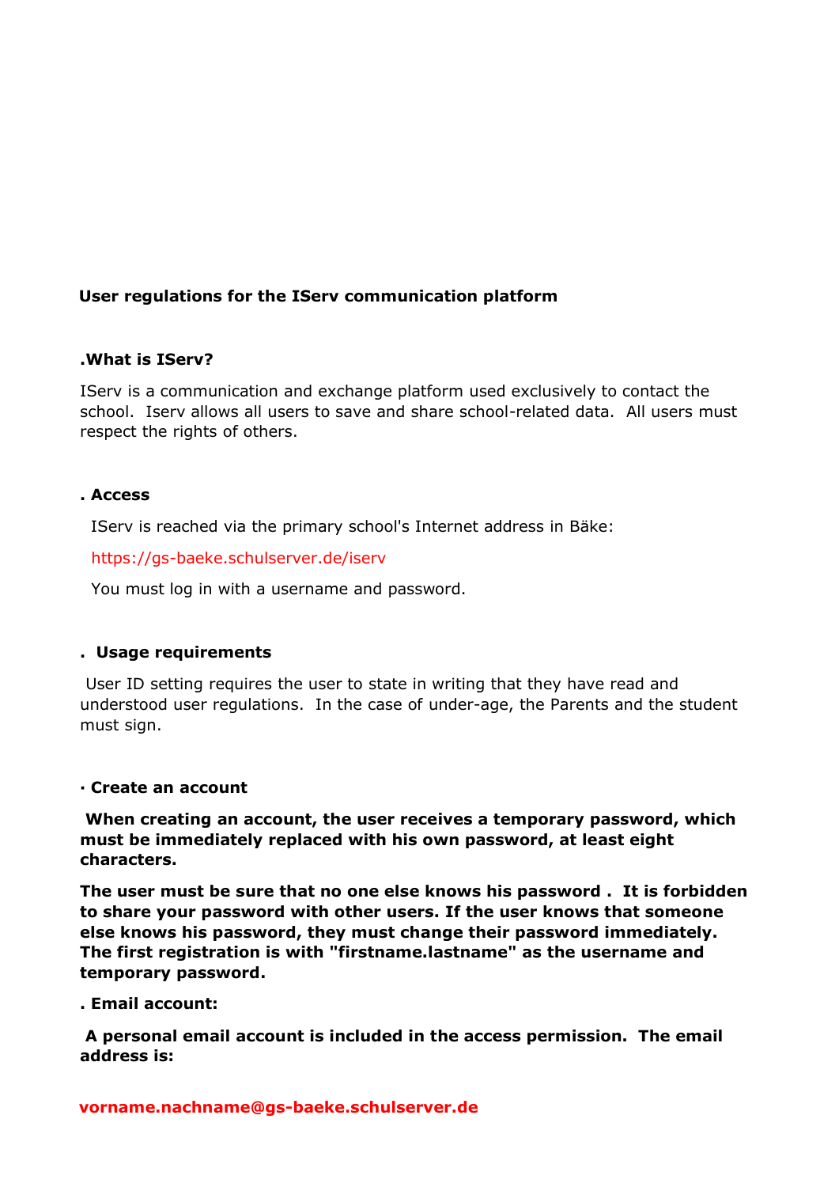**User regulations for the IServ communication platform**

**.What is IServ?**

IServ is a communication and exchange platform used exclusively to contact the school. Iserv allows all users to save and share school-related data. All users must respect the rights of others.

**. Access**

IServ is reached via the primary school's Internet address in Bäke:

https://gs-baeke.schulserver.de/iserv

You must log in with a username and password.

**. Usage requirements**

User ID setting requires the user to state in writing that they have read and understood user regulations. In the case of under-age, the Parents and the student must sign.

**· Create an account**

**When creating an account, the user receives a temporary password, which must be immediately replaced with his own password, at least eight characters.**

**The user must be sure that no one else knows his password . It is forbidden to share your password with other users. If the user knows that someone else knows his password, they must change their password immediately. The first registration is with "firstname.lastname" as the username and temporary password.**

**. Email account:**

**A personal email account is included in the access permission. The email address is:**

**vorname.nachname@gs-baeke.schulserver.de**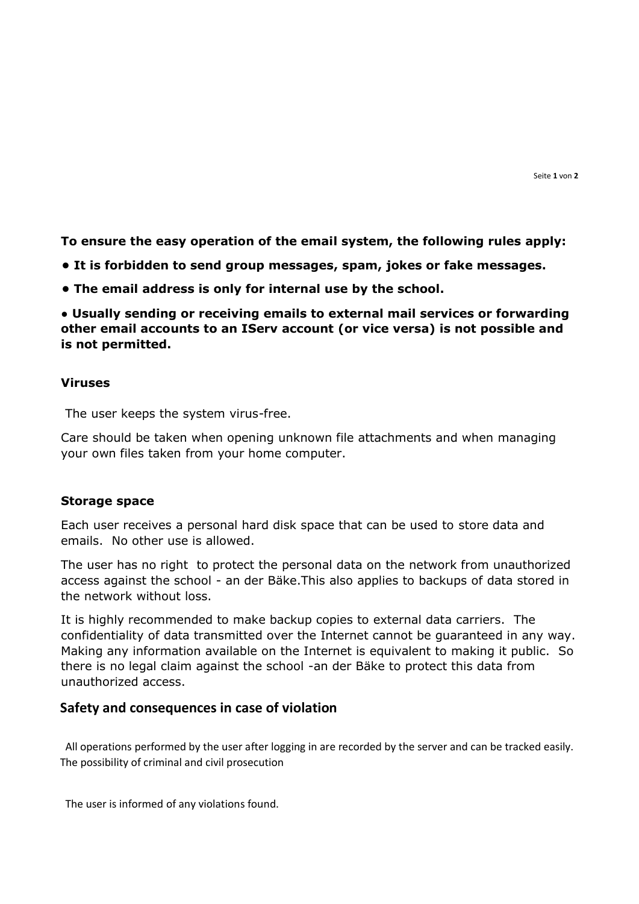**To ensure the easy operation of the email system, the following rules apply:**

**• It is forbidden to send group messages, spam, jokes or fake messages.**

**• The email address is only for internal use by the school.**

**• Usually sending or receiving emails to external mail services or forwarding other email accounts to an IServ account (or vice versa) is not possible and is not permitted.**

### Viruses

The user keeps the system virus-free.

Care should be taken when opening unknown file attachments and when managing your own files taken from your home computer.

### Storage space

Each user receives a personal hard disk space that can be used to store data and emails. No other use is allowed.

The user has no right to protect the personal data on the network from unauthorized access against the school - an der Bäke.This also applies to backups of data stored in the network without loss.

It is highly recommended to make backup copies to external data carriers. The confidentiality of data transmitted over the Internet cannot be guaranteed in any way. Making any information available on the Internet is equivalent to making it public. So there is no legal claim against the school -an der Bäke to protect this data from unauthorized access.

### Safety and consequences in case of violation

All operations performed by the user after logging in are recorded by the server and can be tracked easily. The possibility of criminal and civil prosecution

The user is informed of any violations found.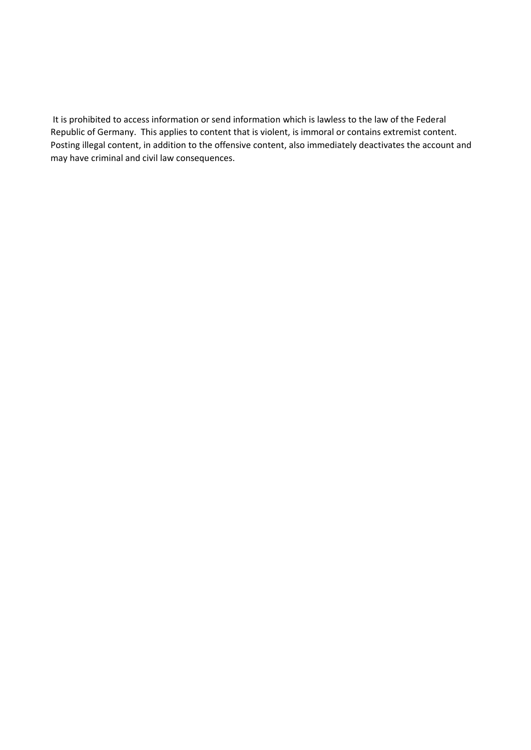It is prohibited to access information or send information which is lawless to the law of the Federal Republic of Germany. This applies to content that is violent, is immoral or contains extremist content. Posting illegal content, in addition to the offensive content, also immediately deactivates the account and may have criminal and civil law consequences.